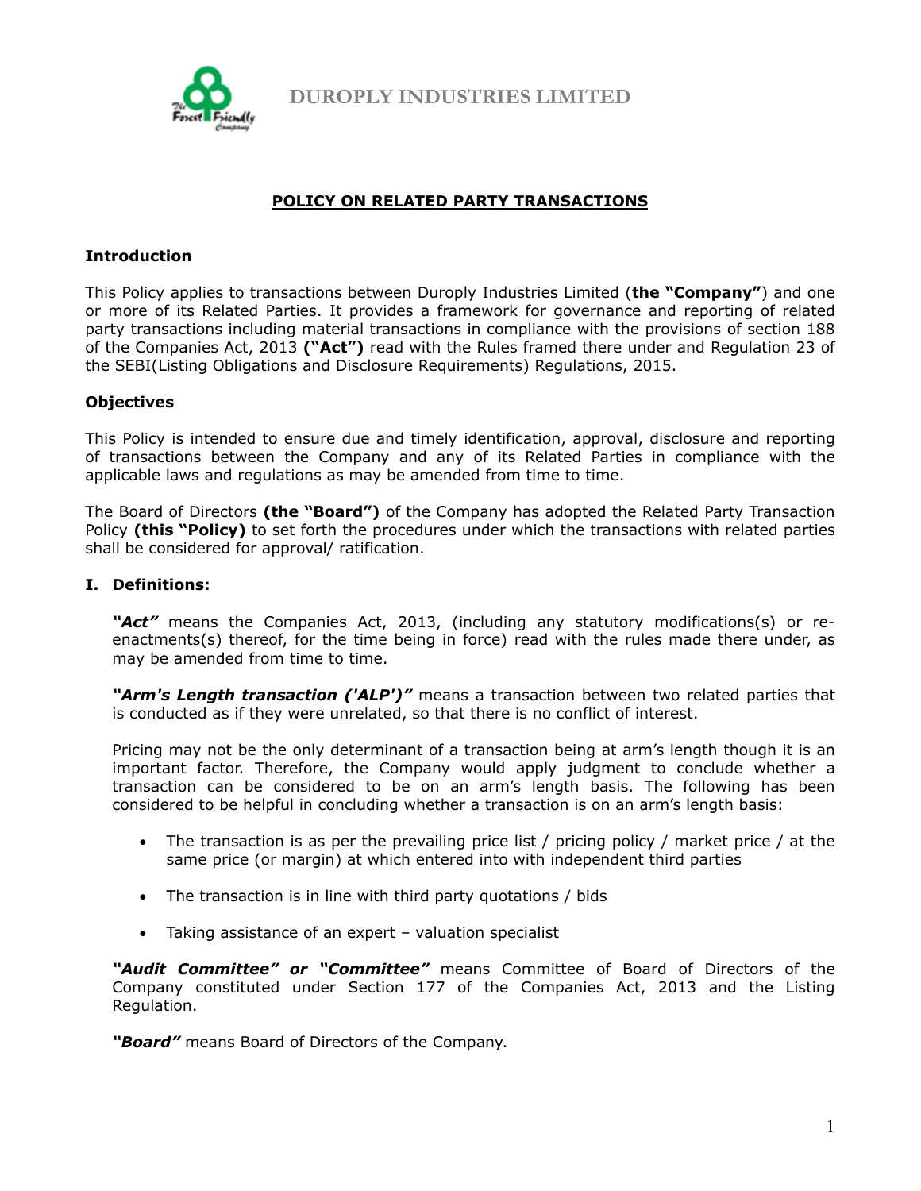# DUROPLY INDUSTRIES LIMITED

## POLICY ON RELATED PARTY TRANSACTIONS

### Introduction

This Policy applies to transactions between Duroply Industries Limited (**the "Company"**) and one or more of its Related Parties. It provides a framework for governance and reporting of related party transactions including material transactions in compliance with the provisions of section 188 of the Companies Act, 2013 **("Act")** read with the Rules framed there under and Regulation 23 of the SEBI(Listing Obligations and Disclosure Requirements) Regulations, 2015.

### Objectives

This Policy is intended to ensure due and timely identification, approval, disclosure and reporting of transactions between the Company and any of its Related Parties in compliance with the applicable laws and regulations as may be amended from time to time.

The Board of Directors **(the "Board")** of the Company has adopted the Related Party Transaction Policy **(this "Policy)** to set forth the procedures under which the transactions with related parties shall be considered for approval/ ratification.

### I. Definitions:

***"Act"*** means the Companies Act, 2013, (including any statutory modifications(s) or re-enactments(s) thereof, for the time being in force) read with the rules made there under, as may be amended from time to time.

***"Arm's Length transaction ('ALP')"*** means a transaction between two related parties that is conducted as if they were unrelated, so that there is no conflict of interest.

Pricing may not be the only determinant of a transaction being at arm's length though it is an important factor. Therefore, the Company would apply judgment to conclude whether a transaction can be considered to be on an arm's length basis. The following has been considered to be helpful in concluding whether a transaction is on an arm's length basis:

- The transaction is as per the prevailing price list / pricing policy / market price / at the same price (or margin) at which entered into with independent third parties
- The transaction is in line with third party quotations / bids
- Taking assistance of an expert – valuation specialist

***"Audit Committee" or "Committee"*** means Committee of Board of Directors of the Company constituted under Section 177 of the Companies Act, 2013 and the Listing Regulation.

***"Board"*** means Board of Directors of the Company.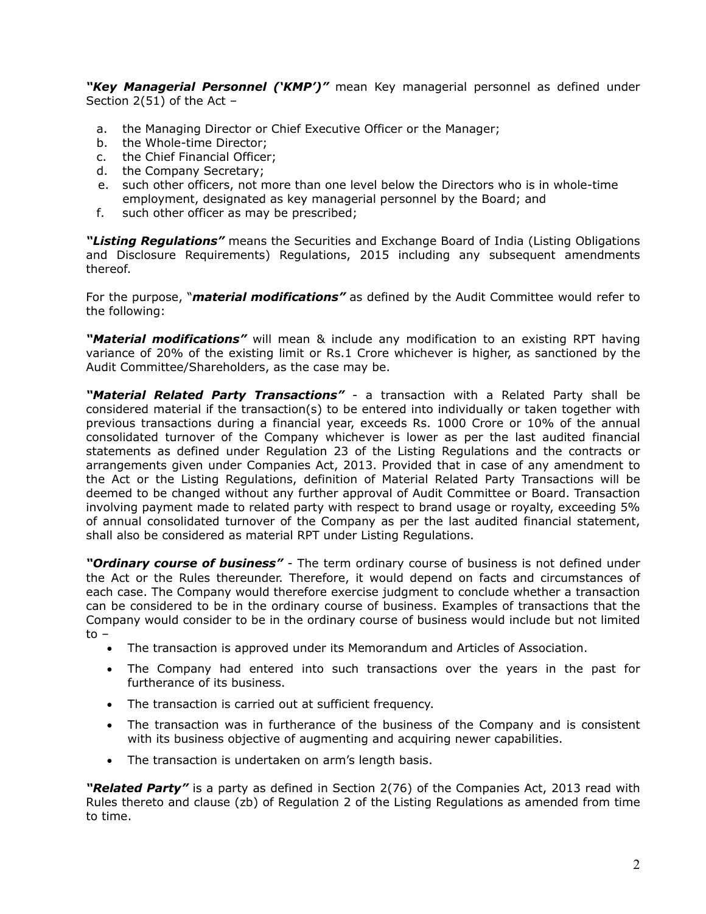***"Key Managerial Personnel ('KMP')"*** mean Key managerial personnel as defined under Section 2(51) of the Act –

a. the Managing Director or Chief Executive Officer or the Manager;
b. the Whole-time Director;
c. the Chief Financial Officer;
d. the Company Secretary;
e. such other officers, not more than one level below the Directors who is in whole-time employment, designated as key managerial personnel by the Board; and
f. such other officer as may be prescribed;

***"Listing Regulations"*** means the Securities and Exchange Board of India (Listing Obligations and Disclosure Requirements) Regulations, 2015 including any subsequent amendments thereof.

For the purpose, "***material modifications"*** as defined by the Audit Committee would refer to the following:

***"Material modifications"*** will mean & include any modification to an existing RPT having variance of 20% of the existing limit or Rs.1 Crore whichever is higher, as sanctioned by the Audit Committee/Shareholders, as the case may be.

***"Material Related Party Transactions"*** - a transaction with a Related Party shall be considered material if the transaction(s) to be entered into individually or taken together with previous transactions during a financial year, exceeds Rs. 1000 Crore or 10% of the annual consolidated turnover of the Company whichever is lower as per the last audited financial statements as defined under Regulation 23 of the Listing Regulations and the contracts or arrangements given under Companies Act, 2013. Provided that in case of any amendment to the Act or the Listing Regulations, definition of Material Related Party Transactions will be deemed to be changed without any further approval of Audit Committee or Board. Transaction involving payment made to related party with respect to brand usage or royalty, exceeding 5% of annual consolidated turnover of the Company as per the last audited financial statement, shall also be considered as material RPT under Listing Regulations.

***"Ordinary course of business"*** - The term ordinary course of business is not defined under the Act or the Rules thereunder. Therefore, it would depend on facts and circumstances of each case. The Company would therefore exercise judgment to conclude whether a transaction can be considered to be in the ordinary course of business. Examples of transactions that the Company would consider to be in the ordinary course of business would include but not limited to –

- The transaction is approved under its Memorandum and Articles of Association.
- The Company had entered into such transactions over the years in the past for furtherance of its business.
- The transaction is carried out at sufficient frequency.
- The transaction was in furtherance of the business of the Company and is consistent with its business objective of augmenting and acquiring newer capabilities.
- The transaction is undertaken on arm's length basis.

***"Related Party"*** is a party as defined in Section 2(76) of the Companies Act, 2013 read with Rules thereto and clause (zb) of Regulation 2 of the Listing Regulations as amended from time to time.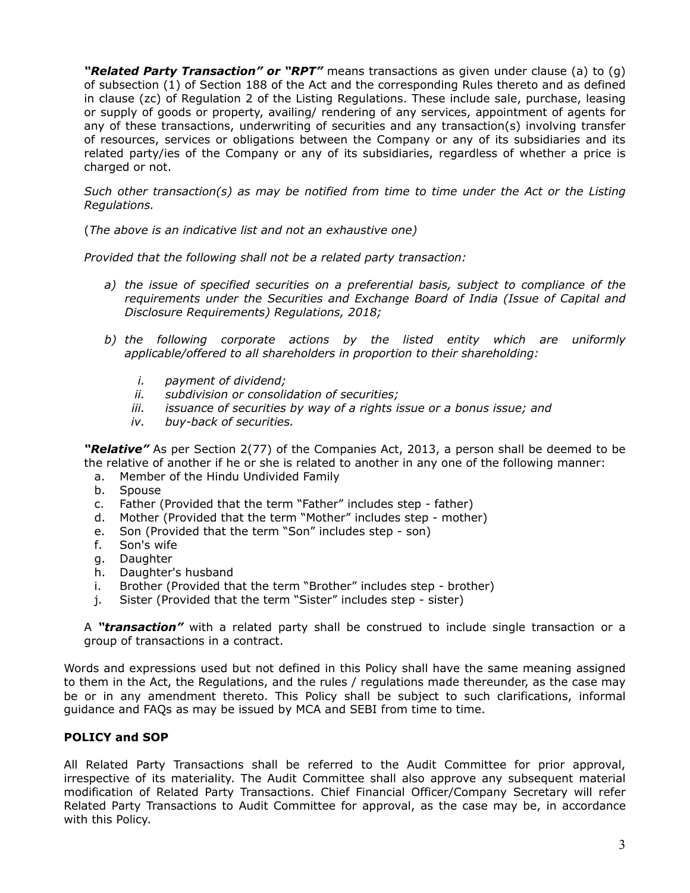***"Related Party Transaction" or "RPT"*** means transactions as given under clause (a) to (g) of subsection (1) of Section 188 of the Act and the corresponding Rules thereto and as defined in clause (zc) of Regulation 2 of the Listing Regulations. These include sale, purchase, leasing or supply of goods or property, availing/ rendering of any services, appointment of agents for any of these transactions, underwriting of securities and any transaction(s) involving transfer of resources, services or obligations between the Company or any of its subsidiaries and its related party/ies of the Company or any of its subsidiaries, regardless of whether a price is charged or not.

*Such other transaction(s) as may be notified from time to time under the Act or the Listing Regulations.*

(*The above is an indicative list and not an exhaustive one)*

*Provided that the following shall not be a related party transaction:*

a) *the issue of specified securities on a preferential basis, subject to compliance of the requirements under the Securities and Exchange Board of India (Issue of Capital and Disclosure Requirements) Regulations, 2018;*

b) *the following corporate actions by the listed entity which are uniformly applicable/offered to all shareholders in proportion to their shareholding:*

   i. *payment of dividend;*
   ii. *subdivision or consolidation of securities;*
   iii. *issuance of securities by way of a rights issue or a bonus issue; and*
   iv. *buy-back of securities.*

***"Relative"*** As per Section 2(77) of the Companies Act, 2013, a person shall be deemed to be the relative of another if he or she is related to another in any one of the following manner:

a. Member of the Hindu Undivided Family
b. Spouse
c. Father (Provided that the term "Father" includes step - father)
d. Mother (Provided that the term "Mother" includes step - mother)
e. Son (Provided that the term "Son" includes step - son)
f. Son's wife
g. Daughter
h. Daughter's husband
i. Brother (Provided that the term "Brother" includes step - brother)
j. Sister (Provided that the term "Sister" includes step - sister)

A ***"transaction"*** with a related party shall be construed to include single transaction or a group of transactions in a contract.

Words and expressions used but not defined in this Policy shall have the same meaning assigned to them in the Act, the Regulations, and the rules / regulations made thereunder, as the case may be or in any amendment thereto. This Policy shall be subject to such clarifications, informal guidance and FAQs as may be issued by MCA and SEBI from time to time.

**POLICY and SOP**

All Related Party Transactions shall be referred to the Audit Committee for prior approval, irrespective of its materiality. The Audit Committee shall also approve any subsequent material modification of Related Party Transactions. Chief Financial Officer/Company Secretary will refer Related Party Transactions to Audit Committee for approval, as the case may be, in accordance with this Policy.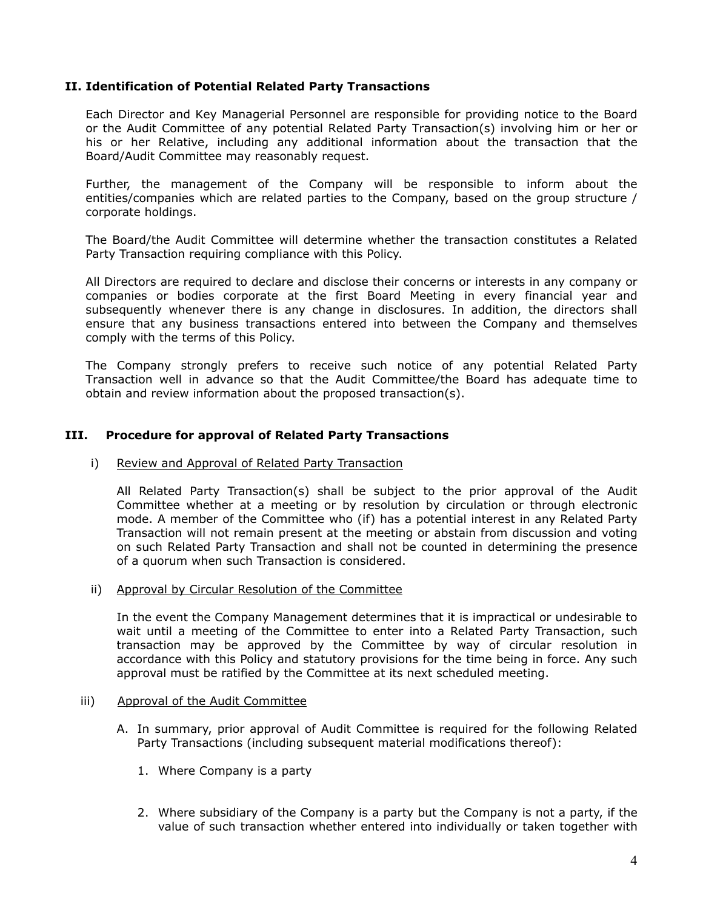## II. Identification of Potential Related Party Transactions

Each Director and Key Managerial Personnel are responsible for providing notice to the Board or the Audit Committee of any potential Related Party Transaction(s) involving him or her or his or her Relative, including any additional information about the transaction that the Board/Audit Committee may reasonably request.

Further, the management of the Company will be responsible to inform about the entities/companies which are related parties to the Company, based on the group structure / corporate holdings.

The Board/the Audit Committee will determine whether the transaction constitutes a Related Party Transaction requiring compliance with this Policy.

All Directors are required to declare and disclose their concerns or interests in any company or companies or bodies corporate at the first Board Meeting in every financial year and subsequently whenever there is any change in disclosures. In addition, the directors shall ensure that any business transactions entered into between the Company and themselves comply with the terms of this Policy.

The Company strongly prefers to receive such notice of any potential Related Party Transaction well in advance so that the Audit Committee/the Board has adequate time to obtain and review information about the proposed transaction(s).

## III. Procedure for approval of Related Party Transactions

i) Review and Approval of Related Party Transaction

All Related Party Transaction(s) shall be subject to the prior approval of the Audit Committee whether at a meeting or by resolution by circulation or through electronic mode. A member of the Committee who (if) has a potential interest in any Related Party Transaction will not remain present at the meeting or abstain from discussion and voting on such Related Party Transaction and shall not be counted in determining the presence of a quorum when such Transaction is considered.

ii) Approval by Circular Resolution of the Committee

In the event the Company Management determines that it is impractical or undesirable to wait until a meeting of the Committee to enter into a Related Party Transaction, such transaction may be approved by the Committee by way of circular resolution in accordance with this Policy and statutory provisions for the time being in force. Any such approval must be ratified by the Committee at its next scheduled meeting.

iii) Approval of the Audit Committee

A. In summary, prior approval of Audit Committee is required for the following Related Party Transactions (including subsequent material modifications thereof):

1. Where Company is a party

2. Where subsidiary of the Company is a party but the Company is not a party, if the value of such transaction whether entered into individually or taken together with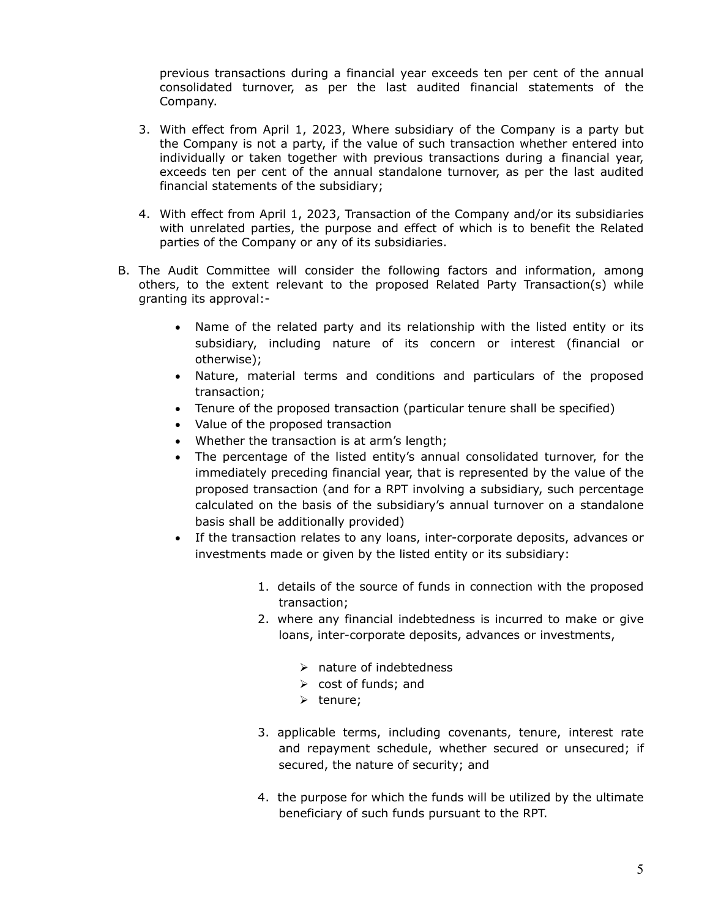previous transactions during a financial year exceeds ten per cent of the annual consolidated turnover, as per the last audited financial statements of the Company.

3. With effect from April 1, 2023, Where subsidiary of the Company is a party but the Company is not a party, if the value of such transaction whether entered into individually or taken together with previous transactions during a financial year, exceeds ten per cent of the annual standalone turnover, as per the last audited financial statements of the subsidiary;

4. With effect from April 1, 2023, Transaction of the Company and/or its subsidiaries with unrelated parties, the purpose and effect of which is to benefit the Related parties of the Company or any of its subsidiaries.

B. The Audit Committee will consider the following factors and information, among others, to the extent relevant to the proposed Related Party Transaction(s) while granting its approval:-

- Name of the related party and its relationship with the listed entity or its subsidiary, including nature of its concern or interest (financial or otherwise);
- Nature, material terms and conditions and particulars of the proposed transaction;
- Tenure of the proposed transaction (particular tenure shall be specified)
- Value of the proposed transaction
- Whether the transaction is at arm's length;
- The percentage of the listed entity's annual consolidated turnover, for the immediately preceding financial year, that is represented by the value of the proposed transaction (and for a RPT involving a subsidiary, such percentage calculated on the basis of the subsidiary's annual turnover on a standalone basis shall be additionally provided)
- If the transaction relates to any loans, inter-corporate deposits, advances or investments made or given by the listed entity or its subsidiary:

    1. details of the source of funds in connection with the proposed transaction;
    2. where any financial indebtedness is incurred to make or give loans, inter-corporate deposits, advances or investments,

        - nature of indebtedness
        - cost of funds; and
        - tenure;

    3. applicable terms, including covenants, tenure, interest rate and repayment schedule, whether secured or unsecured; if secured, the nature of security; and

    4. the purpose for which the funds will be utilized by the ultimate beneficiary of such funds pursuant to the RPT.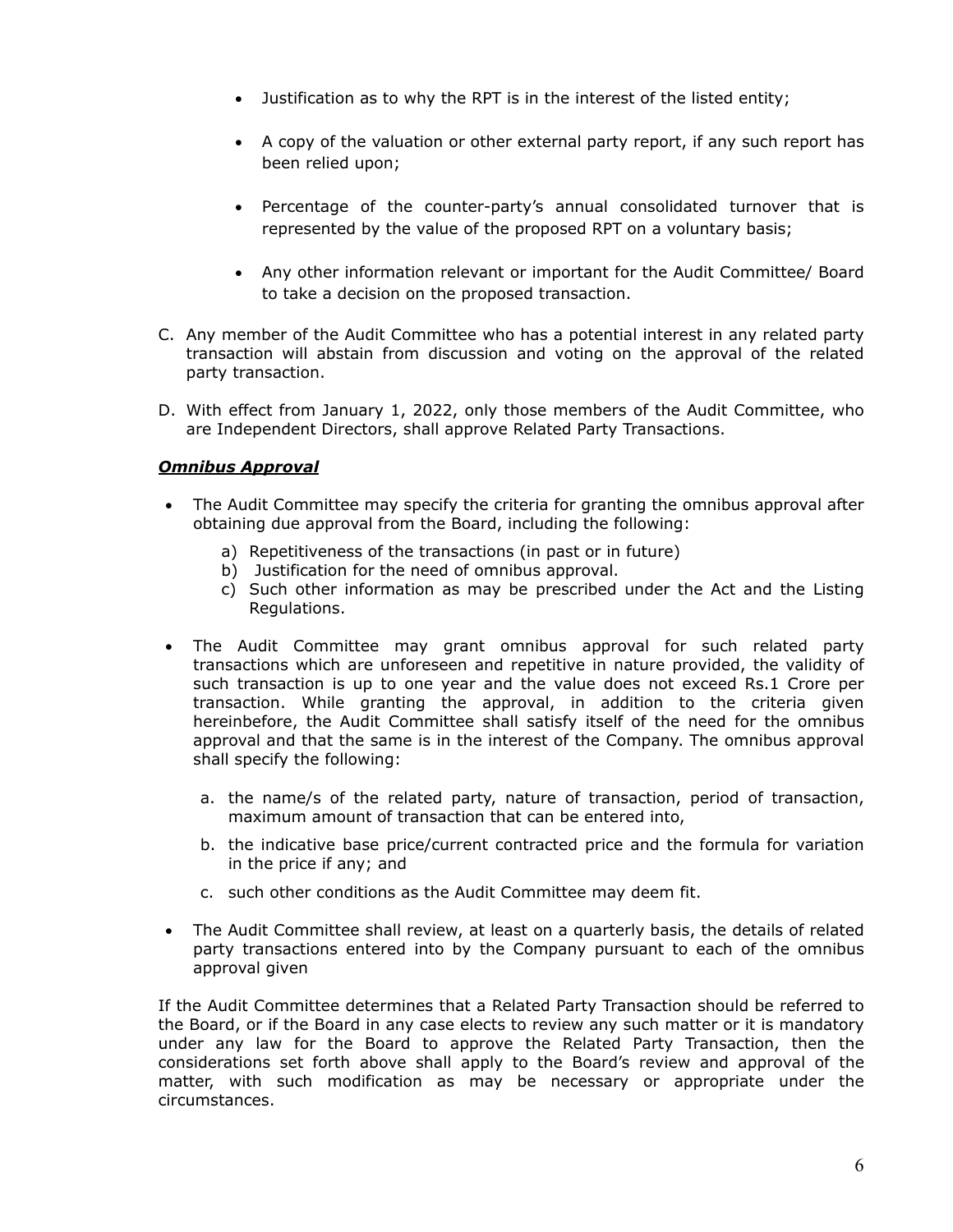- Justification as to why the RPT is in the interest of the listed entity;

- A copy of the valuation or other external party report, if any such report has been relied upon;

- Percentage of the counter-party's annual consolidated turnover that is represented by the value of the proposed RPT on a voluntary basis;

- Any other information relevant or important for the Audit Committee/ Board to take a decision on the proposed transaction.

C. Any member of the Audit Committee who has a potential interest in any related party transaction will abstain from discussion and voting on the approval of the related party transaction.

D. With effect from January 1, 2022, only those members of the Audit Committee, who are Independent Directors, shall approve Related Party Transactions.

***Omnibus Approval***

- The Audit Committee may specify the criteria for granting the omnibus approval after obtaining due approval from the Board, including the following:
  a) Repetitiveness of the transactions (in past or in future)
  b) Justification for the need of omnibus approval.
  c) Such other information as may be prescribed under the Act and the Listing Regulations.

- The Audit Committee may grant omnibus approval for such related party transactions which are unforeseen and repetitive in nature provided, the validity of such transaction is up to one year and the value does not exceed Rs.1 Crore per transaction. While granting the approval, in addition to the criteria given hereinbefore, the Audit Committee shall satisfy itself of the need for the omnibus approval and that the same is in the interest of the Company. The omnibus approval shall specify the following:

  a. the name/s of the related party, nature of transaction, period of transaction, maximum amount of transaction that can be entered into,

  b. the indicative base price/current contracted price and the formula for variation in the price if any; and

  c. such other conditions as the Audit Committee may deem fit.

- The Audit Committee shall review, at least on a quarterly basis, the details of related party transactions entered into by the Company pursuant to each of the omnibus approval given

If the Audit Committee determines that a Related Party Transaction should be referred to the Board, or if the Board in any case elects to review any such matter or it is mandatory under any law for the Board to approve the Related Party Transaction, then the considerations set forth above shall apply to the Board's review and approval of the matter, with such modification as may be necessary or appropriate under the circumstances.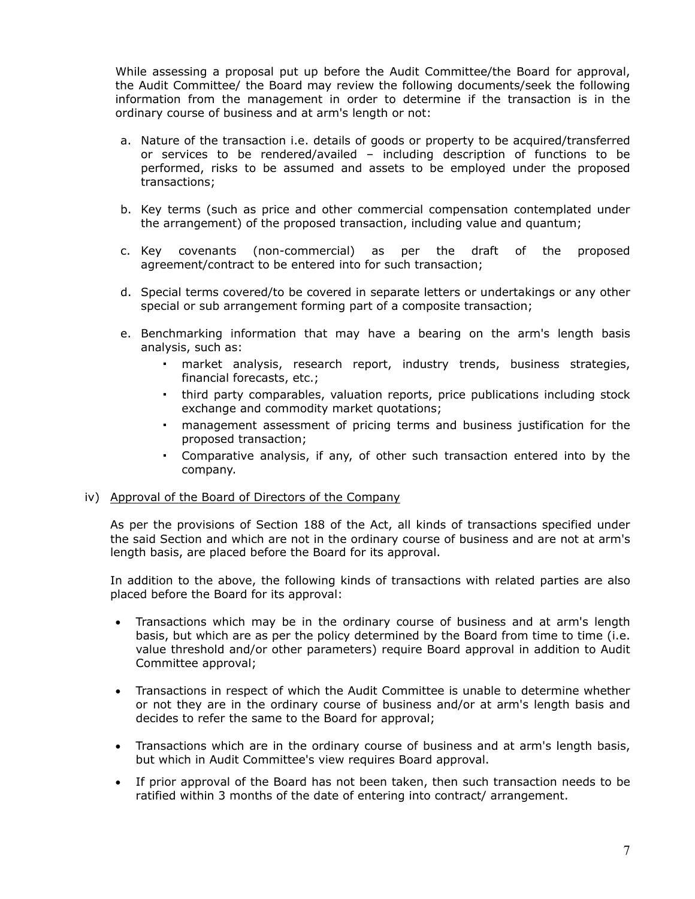While assessing a proposal put up before the Audit Committee/the Board for approval, the Audit Committee/ the Board may review the following documents/seek the following information from the management in order to determine if the transaction is in the ordinary course of business and at arm's length or not:

a. Nature of the transaction i.e. details of goods or property to be acquired/transferred or services to be rendered/availed – including description of functions to be performed, risks to be assumed and assets to be employed under the proposed transactions;

b. Key terms (such as price and other commercial compensation contemplated under the arrangement) of the proposed transaction, including value and quantum;

c. Key covenants (non-commercial) as per the draft of the proposed agreement/contract to be entered into for such transaction;

d. Special terms covered/to be covered in separate letters or undertakings or any other special or sub arrangement forming part of a composite transaction;

e. Benchmarking information that may have a bearing on the arm's length basis analysis, such as:
   - market analysis, research report, industry trends, business strategies, financial forecasts, etc.;
   - third party comparables, valuation reports, price publications including stock exchange and commodity market quotations;
   - management assessment of pricing terms and business justification for the proposed transaction;
   - Comparative analysis, if any, of other such transaction entered into by the company.

iv) Approval of the Board of Directors of the Company

As per the provisions of Section 188 of the Act, all kinds of transactions specified under the said Section and which are not in the ordinary course of business and are not at arm's length basis, are placed before the Board for its approval.

In addition to the above, the following kinds of transactions with related parties are also placed before the Board for its approval:

- Transactions which may be in the ordinary course of business and at arm's length basis, but which are as per the policy determined by the Board from time to time (i.e. value threshold and/or other parameters) require Board approval in addition to Audit Committee approval;

- Transactions in respect of which the Audit Committee is unable to determine whether or not they are in the ordinary course of business and/or at arm's length basis and decides to refer the same to the Board for approval;

- Transactions which are in the ordinary course of business and at arm's length basis, but which in Audit Committee's view requires Board approval.

- If prior approval of the Board has not been taken, then such transaction needs to be ratified within 3 months of the date of entering into contract/ arrangement.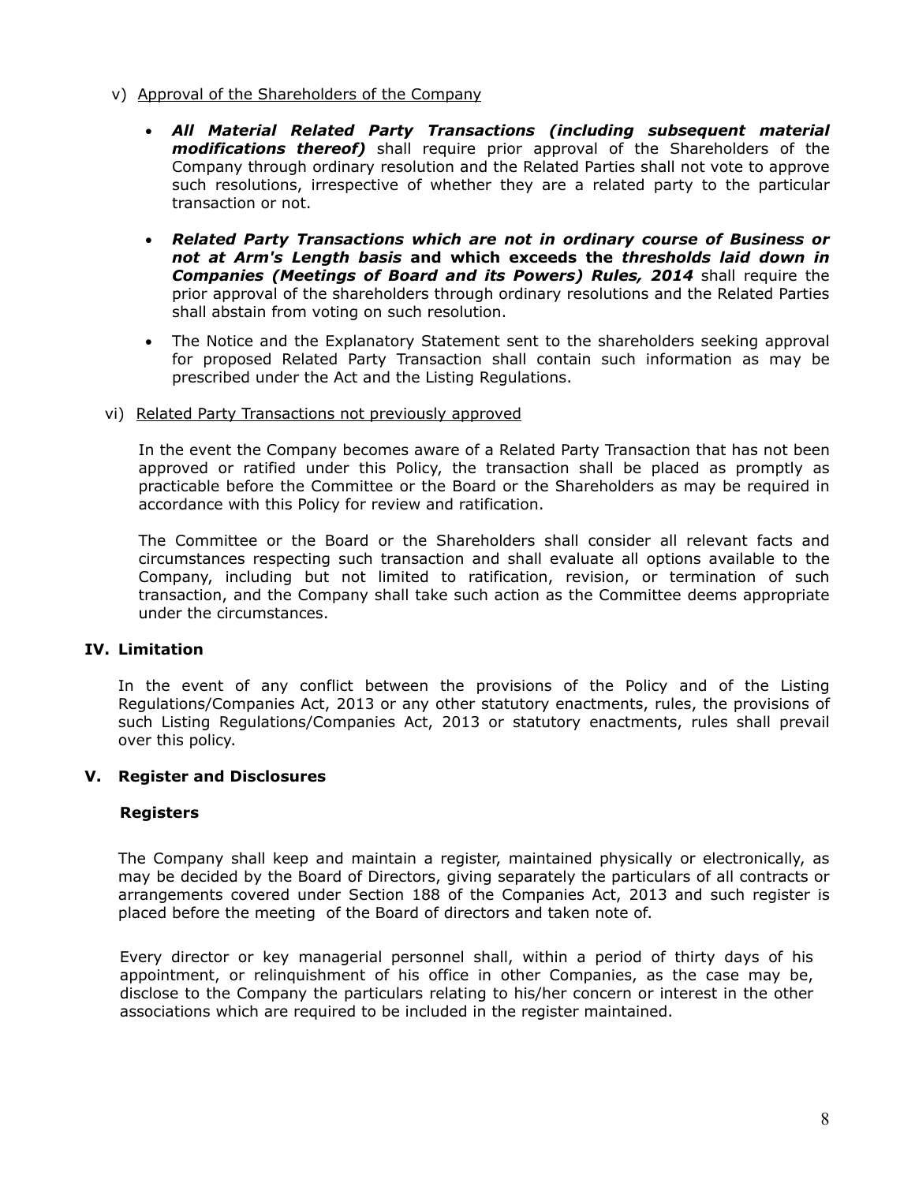v) Approval of the Shareholders of the Company

- ***All Material Related Party Transactions (including subsequent material modifications thereof)*** shall require prior approval of the Shareholders of the Company through ordinary resolution and the Related Parties shall not vote to approve such resolutions, irrespective of whether they are a related party to the particular transaction or not.
- ***Related Party Transactions which are not in ordinary course of Business or not at Arm's Length basis* and which exceeds the *thresholds laid down in Companies (Meetings of Board and its Powers) Rules, 2014*** shall require the prior approval of the shareholders through ordinary resolutions and the Related Parties shall abstain from voting on such resolution.
- The Notice and the Explanatory Statement sent to the shareholders seeking approval for proposed Related Party Transaction shall contain such information as may be prescribed under the Act and the Listing Regulations.

vi) Related Party Transactions not previously approved

In the event the Company becomes aware of a Related Party Transaction that has not been approved or ratified under this Policy, the transaction shall be placed as promptly as practicable before the Committee or the Board or the Shareholders as may be required in accordance with this Policy for review and ratification.

The Committee or the Board or the Shareholders shall consider all relevant facts and circumstances respecting such transaction and shall evaluate all options available to the Company, including but not limited to ratification, revision, or termination of such transaction, and the Company shall take such action as the Committee deems appropriate under the circumstances.

## IV. Limitation

In the event of any conflict between the provisions of the Policy and of the Listing Regulations/Companies Act, 2013 or any other statutory enactments, rules, the provisions of such Listing Regulations/Companies Act, 2013 or statutory enactments, rules shall prevail over this policy.

## V. Register and Disclosures

### Registers

The Company shall keep and maintain a register, maintained physically or electronically, as may be decided by the Board of Directors, giving separately the particulars of all contracts or arrangements covered under Section 188 of the Companies Act, 2013 and such register is placed before the meeting of the Board of directors and taken note of.

Every director or key managerial personnel shall, within a period of thirty days of his appointment, or relinquishment of his office in other Companies, as the case may be, disclose to the Company the particulars relating to his/her concern or interest in the other associations which are required to be included in the register maintained.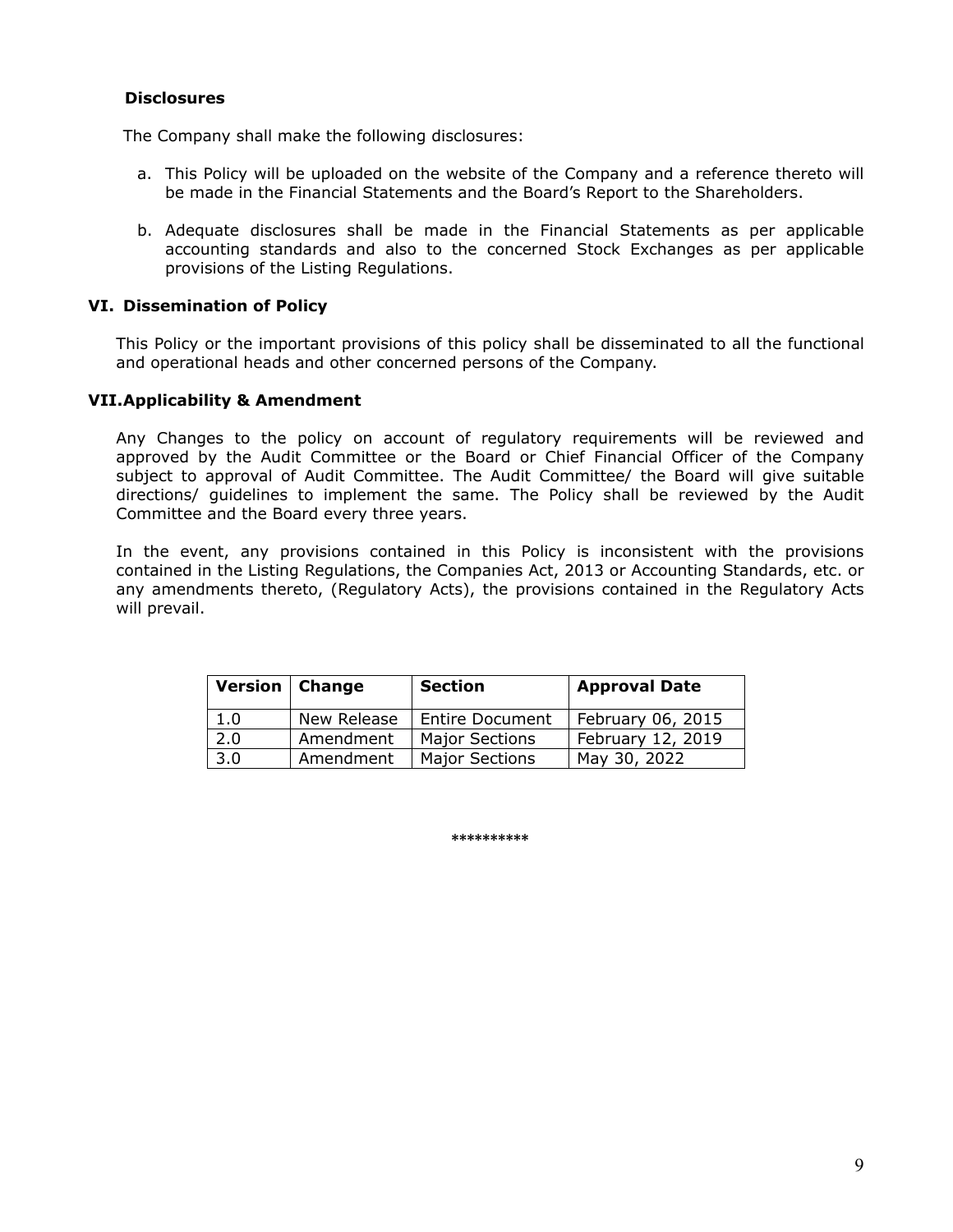### Disclosures

The Company shall make the following disclosures:

a. This Policy will be uploaded on the website of the Company and a reference thereto will be made in the Financial Statements and the Board's Report to the Shareholders.

b. Adequate disclosures shall be made in the Financial Statements as per applicable accounting standards and also to the concerned Stock Exchanges as per applicable provisions of the Listing Regulations.

## VI. Dissemination of Policy

This Policy or the important provisions of this policy shall be disseminated to all the functional and operational heads and other concerned persons of the Company.

## VII. Applicability & Amendment

Any Changes to the policy on account of regulatory requirements will be reviewed and approved by the Audit Committee or the Board or Chief Financial Officer of the Company subject to approval of Audit Committee. The Audit Committee/ the Board will give suitable directions/ guidelines to implement the same. The Policy shall be reviewed by the Audit Committee and the Board every three years.

In the event, any provisions contained in this Policy is inconsistent with the provisions contained in the Listing Regulations, the Companies Act, 2013 or Accounting Standards, etc. or any amendments thereto, (Regulatory Acts), the provisions contained in the Regulatory Acts will prevail.

| Version | Change | Section | Approval Date |
|---|---|---|---|
| 1.0 | New Release | Entire Document | February 06, 2015 |
| 2.0 | Amendment | Major Sections | February 12, 2019 |
| 3.0 | Amendment | Major Sections | May 30, 2022 |

**********